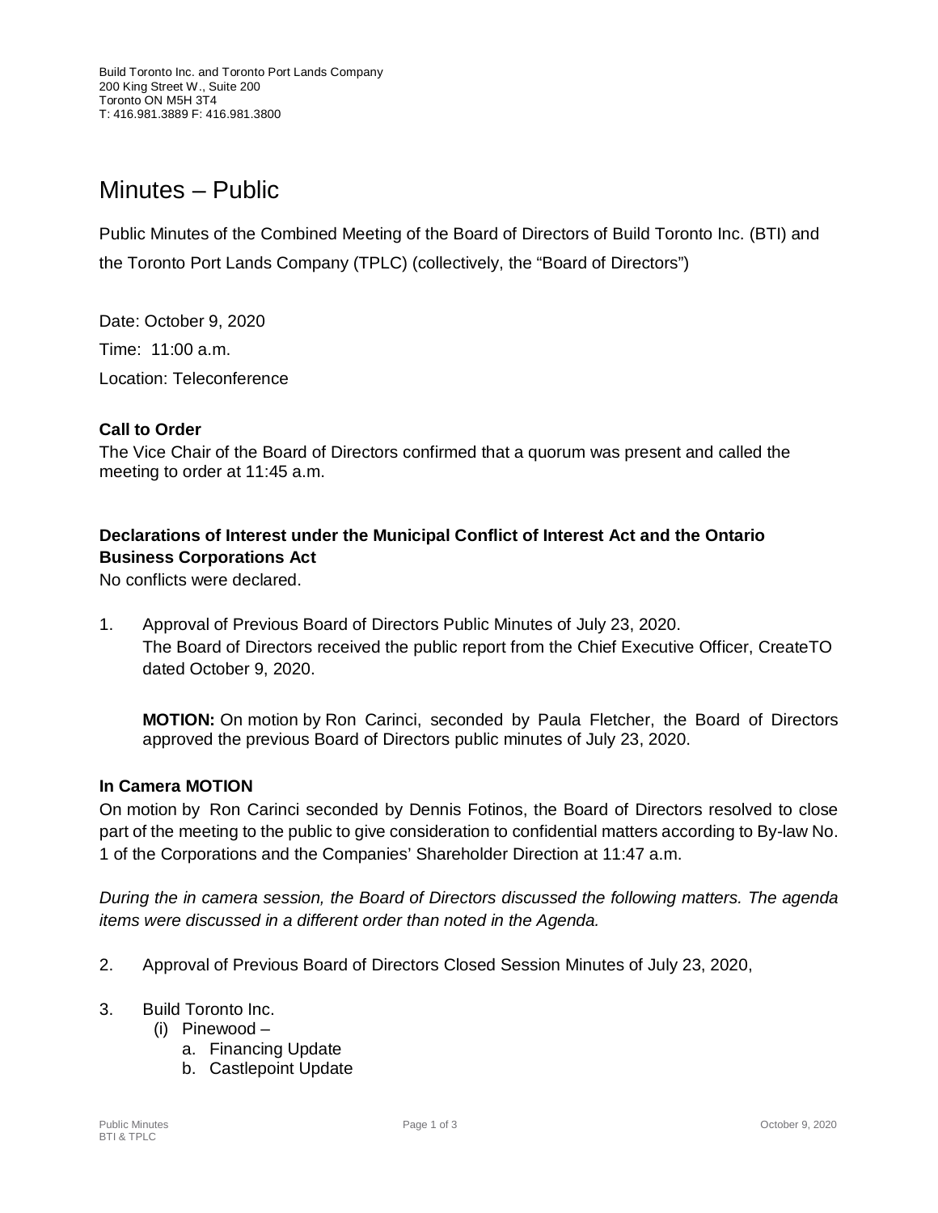Build Toronto Inc. and Toronto Port Lands Company
200 King Street W., Suite 200
Toronto ON M5H 3T4
T: 416.981.3889 F: 416.981.3800

# Minutes – Public

Public Minutes of the Combined Meeting of the Board of Directors of Build Toronto Inc. (BTI) and the Toronto Port Lands Company (TPLC) (collectively, the "Board of Directors")

Date: October 9, 2020

Time: 11:00 a.m.

Location: Teleconference

### Call to Order

The Vice Chair of the Board of Directors confirmed that a quorum was present and called the meeting to order at 11:45 a.m.

### Declarations of Interest under the Municipal Conflict of Interest Act and the Ontario Business Corporations Act

No conflicts were declared.

1. Approval of Previous Board of Directors Public Minutes of July 23, 2020.
   The Board of Directors received the public report from the Chief Executive Officer, CreateTO dated October 9, 2020.

   **MOTION:** On motion by Ron Carinci, seconded by Paula Fletcher, the Board of Directors approved the previous Board of Directors public minutes of July 23, 2020.

### In Camera MOTION

On motion by Ron Carinci seconded by Dennis Fotinos, the Board of Directors resolved to close part of the meeting to the public to give consideration to confidential matters according to By-law No. 1 of the Corporations and the Companies' Shareholder Direction at 11:47 a.m.

*During the in camera session, the Board of Directors discussed the following matters. The agenda items were discussed in a different order than noted in the Agenda.*

2. Approval of Previous Board of Directors Closed Session Minutes of July 23, 2020,

3. Build Toronto Inc.
   (i) Pinewood –
      a. Financing Update
      b. Castlepoint Update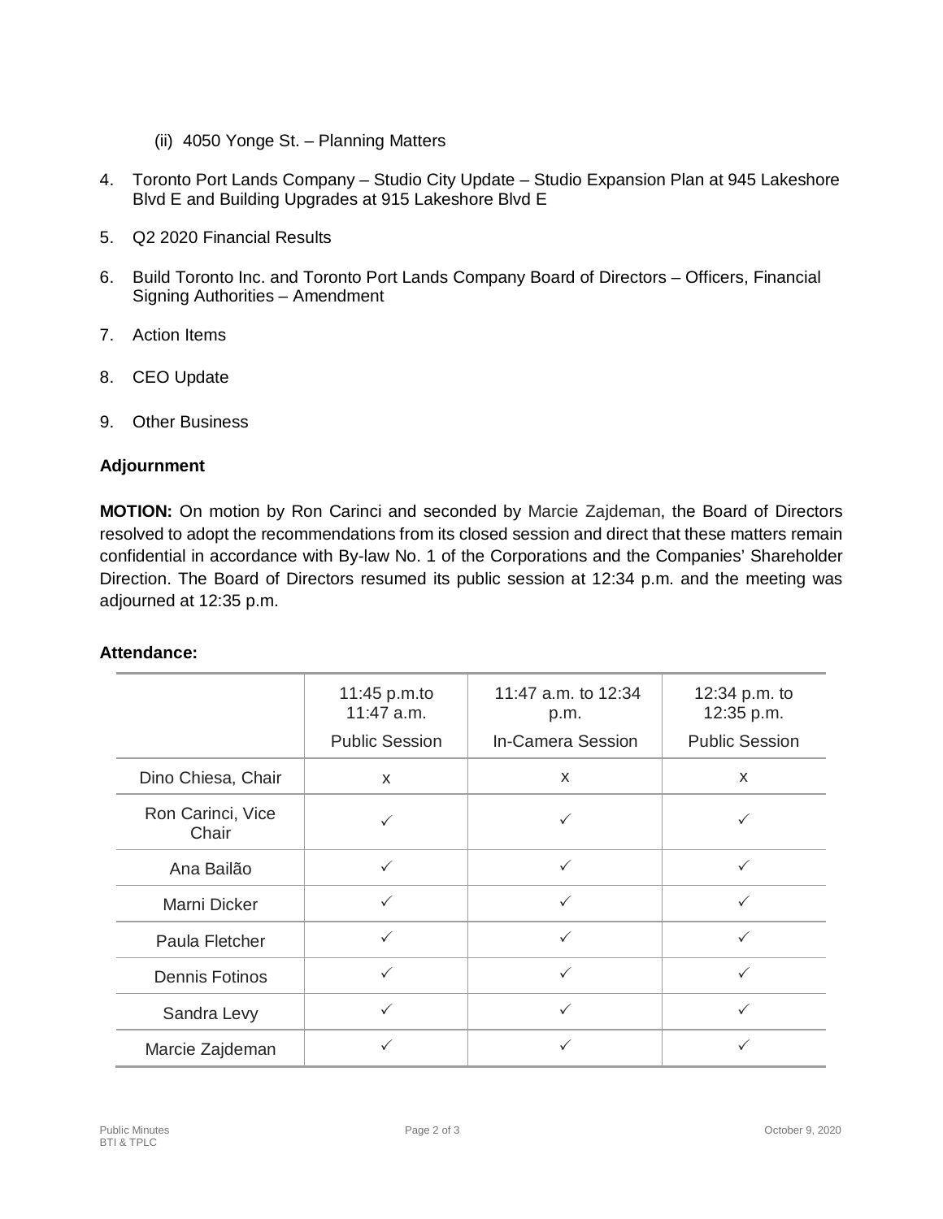(ii) 4050 Yonge St. – Planning Matters

4. Toronto Port Lands Company – Studio City Update – Studio Expansion Plan at 945 Lakeshore Blvd E and Building Upgrades at 915 Lakeshore Blvd E

5. Q2 2020 Financial Results

6. Build Toronto Inc. and Toronto Port Lands Company Board of Directors – Officers, Financial Signing Authorities – Amendment

7. Action Items

8. CEO Update

9. Other Business

**Adjournment**

**MOTION:** On motion by Ron Carinci and seconded by Marcie Zajdeman, the Board of Directors resolved to adopt the recommendations from its closed session and direct that these matters remain confidential in accordance with By-law No. 1 of the Corporations and the Companies' Shareholder Direction. The Board of Directors resumed its public session at 12:34 p.m. and the meeting was adjourned at 12:35 p.m.

**Attendance:**

| | 11:45 p.m.to 11:47 a.m. Public Session | 11:47 a.m. to 12:34 p.m. In-Camera Session | 12:34 p.m. to 12:35 p.m. Public Session |
|---|---|---|---|
| Dino Chiesa, Chair | x | x | x |
| Ron Carinci, Vice Chair | ✓ | ✓ | ✓ |
| Ana Bailão | ✓ | ✓ | ✓ |
| Marni Dicker | ✓ | ✓ | ✓ |
| Paula Fletcher | ✓ | ✓ | ✓ |
| Dennis Fotinos | ✓ | ✓ | ✓ |
| Sandra Levy | ✓ | ✓ | ✓ |
| Marcie Zajdeman | ✓ | ✓ | ✓ |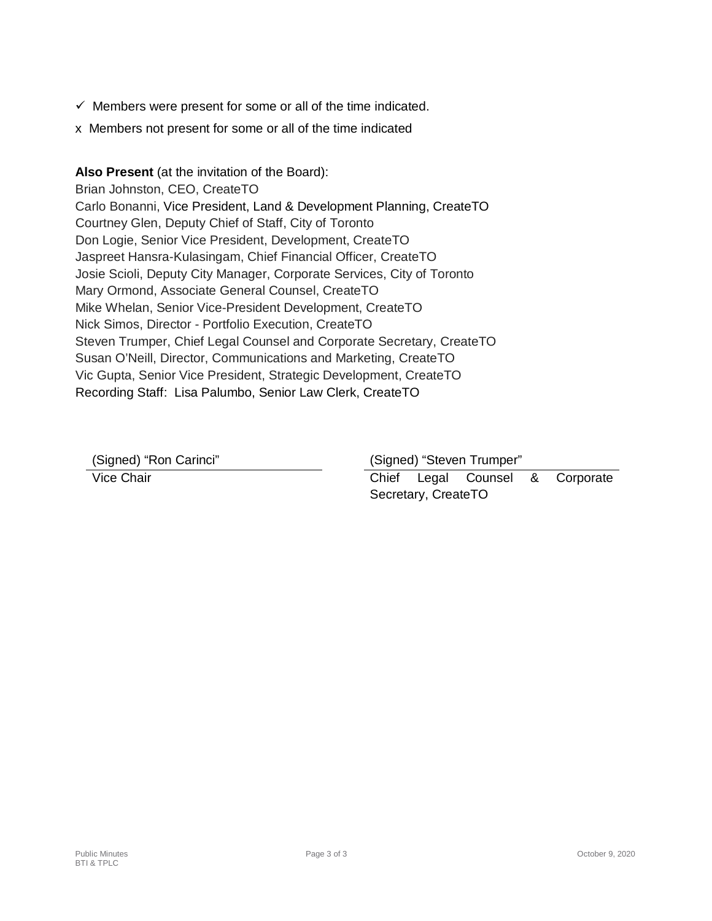✓ Members were present for some or all of the time indicated.

x Members not present for some or all of the time indicated

**Also Present** (at the invitation of the Board):
Brian Johnston, CEO, CreateTO
Carlo Bonanni, Vice President, Land & Development Planning, CreateTO
Courtney Glen, Deputy Chief of Staff, City of Toronto
Don Logie, Senior Vice President, Development, CreateTO
Jaspreet Hansra-Kulasingam, Chief Financial Officer, CreateTO
Josie Scioli, Deputy City Manager, Corporate Services, City of Toronto
Mary Ormond, Associate General Counsel, CreateTO
Mike Whelan, Senior Vice-President Development, CreateTO
Nick Simos, Director - Portfolio Execution, CreateTO
Steven Trumper, Chief Legal Counsel and Corporate Secretary, CreateTO
Susan O'Neill, Director, Communications and Marketing, CreateTO
Vic Gupta, Senior Vice President, Strategic Development, CreateTO
Recording Staff: Lisa Palumbo, Senior Law Clerk, CreateTO

(Signed) "Ron Carinci"
Vice Chair

(Signed) "Steven Trumper"
Chief Legal Counsel & Corporate Secretary, CreateTO